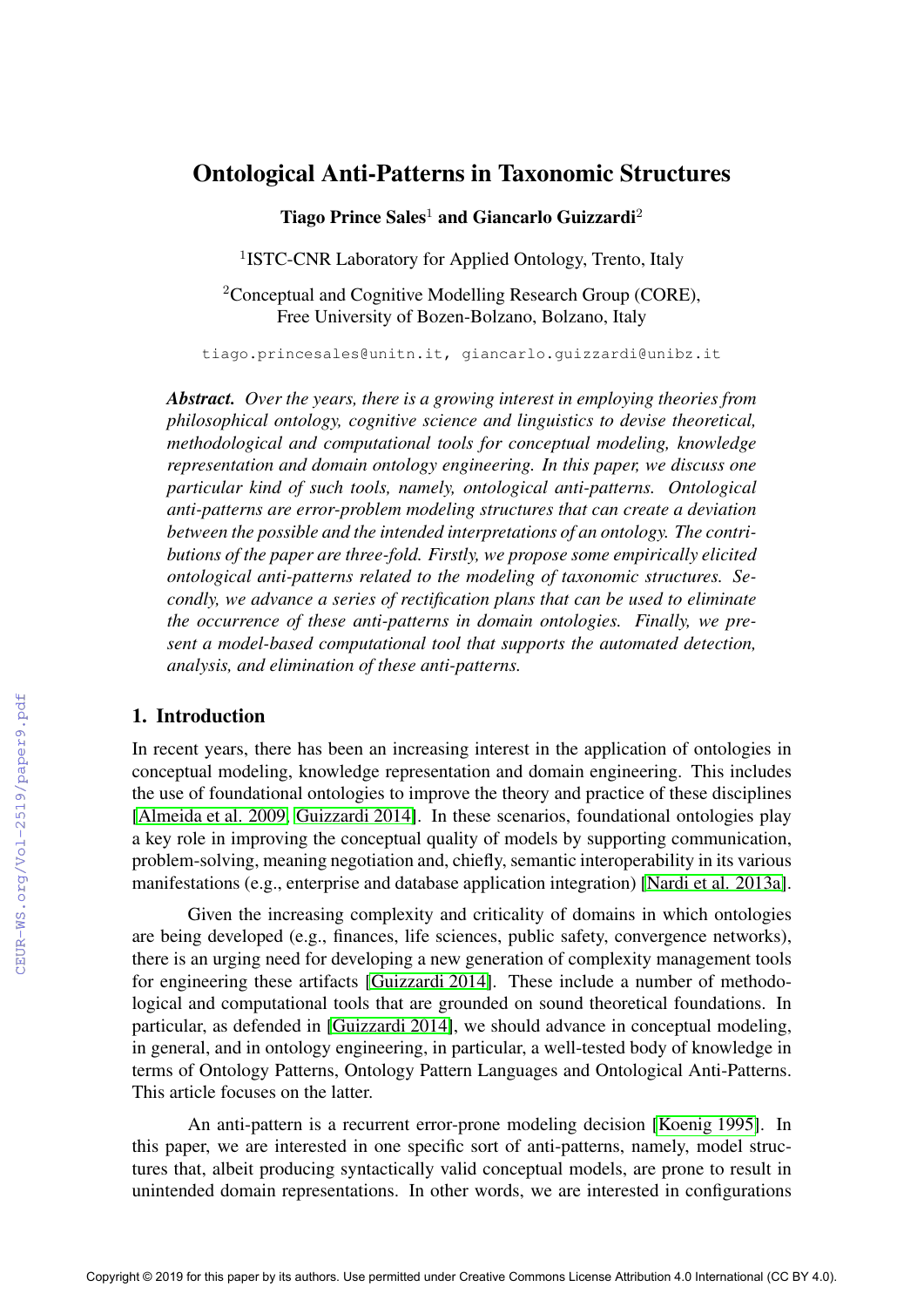# Ontological Anti-Patterns in Taxonomic Structures

**Tiago Prince Sales**[1] **and Giancarlo Guizzardi**[2]

[1]ISTC-CNR Laboratory for Applied Ontology, Trento, Italy

[2]Conceptual and Cognitive Modelling Research Group (CORE), Free University of Bozen-Bolzano, Bolzano, Italy

tiago.princesales@unitn.it, giancarlo.guizzardi@unibz.it

***Abstract.*** *Over the years, there is a growing interest in employing theories from philosophical ontology, cognitive science and linguistics to devise theoretical, methodological and computational tools for conceptual modeling, knowledge representation and domain ontology engineering. In this paper, we discuss one particular kind of such tools, namely, ontological anti-patterns. Ontological anti-patterns are error-problem modeling structures that can create a deviation between the possible and the intended interpretations of an ontology. The contributions of the paper are three-fold. Firstly, we propose some empirically elicited ontological anti-patterns related to the modeling of taxonomic structures. Secondly, we advance a series of rectification plans that can be used to eliminate the occurrence of these anti-patterns in domain ontologies. Finally, we present a model-based computational tool that supports the automated detection, analysis, and elimination of these anti-patterns.*

## 1. Introduction

In recent years, there has been an increasing interest in the application of ontologies in conceptual modeling, knowledge representation and domain engineering. This includes the use of foundational ontologies to improve the theory and practice of these disciplines [Almeida et al. 2009, Guizzardi 2014]. In these scenarios, foundational ontologies play a key role in improving the conceptual quality of models by supporting communication, problem-solving, meaning negotiation and, chiefly, semantic interoperability in its various manifestations (e.g., enterprise and database application integration) [Nardi et al. 2013a].

Given the increasing complexity and criticality of domains in which ontologies are being developed (e.g., finances, life sciences, public safety, convergence networks), there is an urging need for developing a new generation of complexity management tools for engineering these artifacts [Guizzardi 2014]. These include a number of methodological and computational tools that are grounded on sound theoretical foundations. In particular, as defended in [Guizzardi 2014], we should advance in conceptual modeling, in general, and in ontology engineering, in particular, a well-tested body of knowledge in terms of Ontology Patterns, Ontology Pattern Languages and Ontological Anti-Patterns. This article focuses on the latter.

An anti-pattern is a recurrent error-prone modeling decision [Koenig 1995]. In this paper, we are interested in one specific sort of anti-patterns, namely, model structures that, albeit producing syntactically valid conceptual models, are prone to result in unintended domain representations. In other words, we are interested in configurations

Copyright © 2019 for this paper by its authors. Use permitted under Creative Commons License Attribution 4.0 International (CC BY 4.0).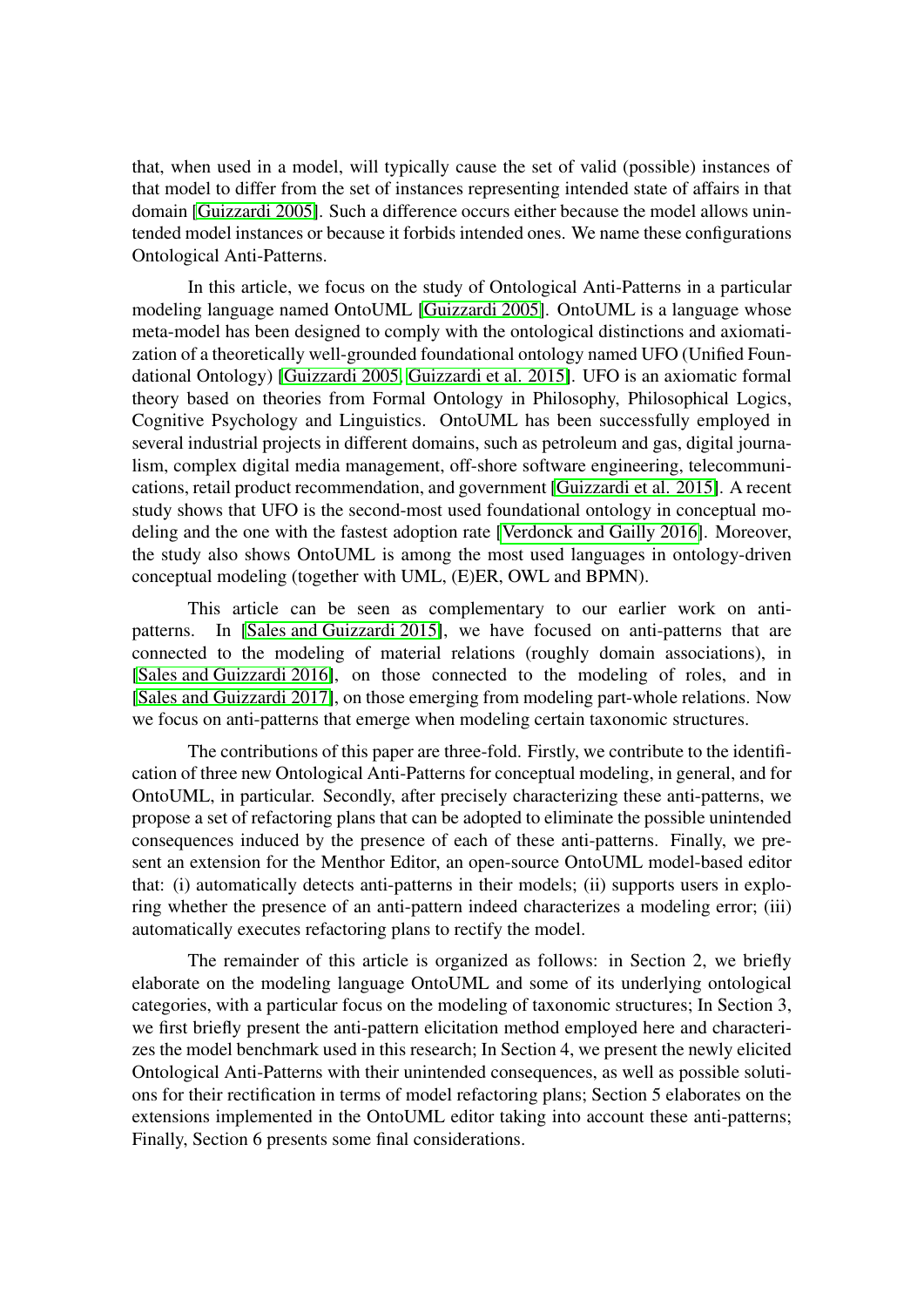that, when used in a model, will typically cause the set of valid (possible) instances of that model to differ from the set of instances representing intended state of affairs in that domain [Guizzardi 2005]. Such a difference occurs either because the model allows unintended model instances or because it forbids intended ones. We name these configurations Ontological Anti-Patterns.

In this article, we focus on the study of Ontological Anti-Patterns in a particular modeling language named OntoUML [Guizzardi 2005]. OntoUML is a language whose meta-model has been designed to comply with the ontological distinctions and axiomatization of a theoretically well-grounded foundational ontology named UFO (Unified Foundational Ontology) [Guizzardi 2005, Guizzardi et al. 2015]. UFO is an axiomatic formal theory based on theories from Formal Ontology in Philosophy, Philosophical Logics, Cognitive Psychology and Linguistics. OntoUML has been successfully employed in several industrial projects in different domains, such as petroleum and gas, digital journalism, complex digital media management, off-shore software engineering, telecommunications, retail product recommendation, and government [Guizzardi et al. 2015]. A recent study shows that UFO is the second-most used foundational ontology in conceptual modeling and the one with the fastest adoption rate [Verdonck and Gailly 2016]. Moreover, the study also shows OntoUML is among the most used languages in ontology-driven conceptual modeling (together with UML, (E)ER, OWL and BPMN).

This article can be seen as complementary to our earlier work on anti-patterns. In [Sales and Guizzardi 2015], we have focused on anti-patterns that are connected to the modeling of material relations (roughly domain associations), in [Sales and Guizzardi 2016], on those connected to the modeling of roles, and in [Sales and Guizzardi 2017], on those emerging from modeling part-whole relations. Now we focus on anti-patterns that emerge when modeling certain taxonomic structures.

The contributions of this paper are three-fold. Firstly, we contribute to the identification of three new Ontological Anti-Patterns for conceptual modeling, in general, and for OntoUML, in particular. Secondly, after precisely characterizing these anti-patterns, we propose a set of refactoring plans that can be adopted to eliminate the possible unintended consequences induced by the presence of each of these anti-patterns. Finally, we present an extension for the Menthor Editor, an open-source OntoUML model-based editor that: (i) automatically detects anti-patterns in their models; (ii) supports users in exploring whether the presence of an anti-pattern indeed characterizes a modeling error; (iii) automatically executes refactoring plans to rectify the model.

The remainder of this article is organized as follows: in Section 2, we briefly elaborate on the modeling language OntoUML and some of its underlying ontological categories, with a particular focus on the modeling of taxonomic structures; In Section 3, we first briefly present the anti-pattern elicitation method employed here and characterizes the model benchmark used in this research; In Section 4, we present the newly elicited Ontological Anti-Patterns with their unintended consequences, as well as possible solutions for their rectification in terms of model refactoring plans; Section 5 elaborates on the extensions implemented in the OntoUML editor taking into account these anti-patterns; Finally, Section 6 presents some final considerations.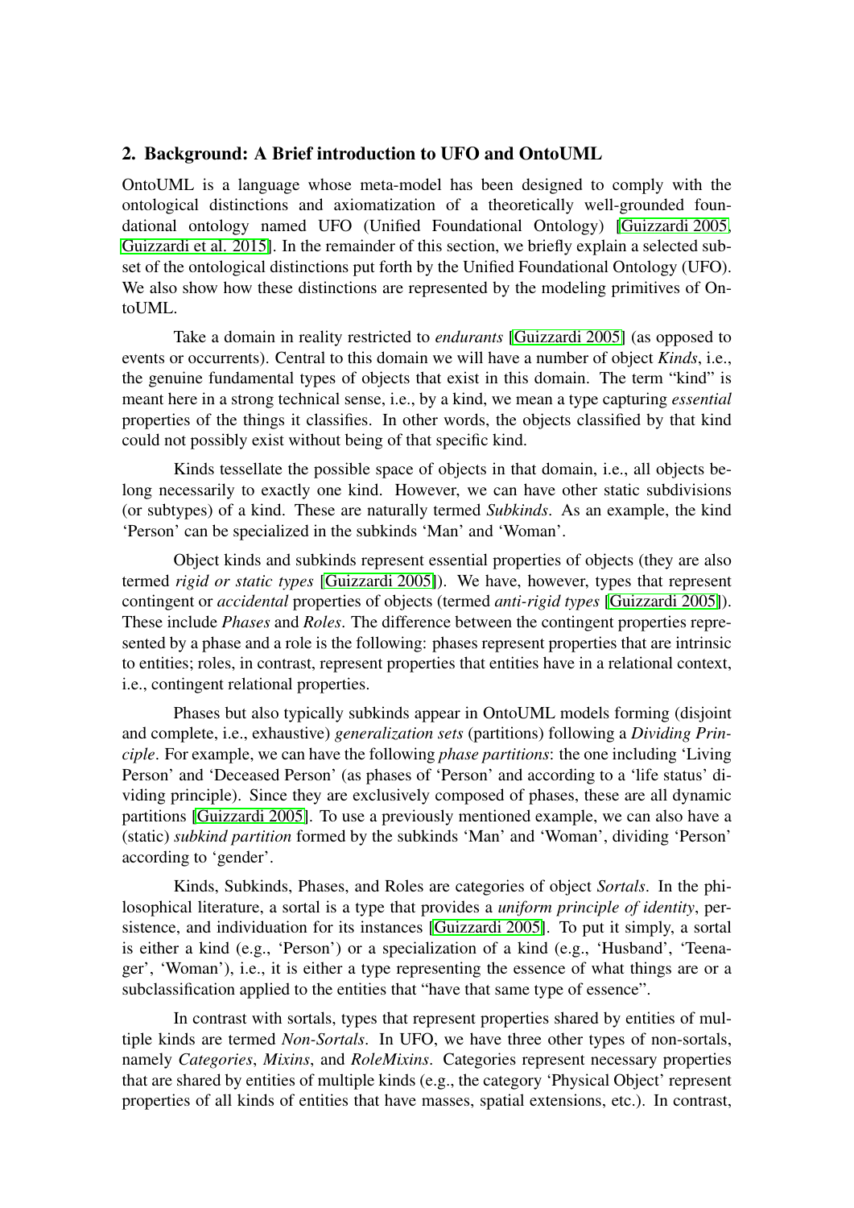## 2. Background: A Brief introduction to UFO and OntoUML

OntoUML is a language whose meta-model has been designed to comply with the ontological distinctions and axiomatization of a theoretically well-grounded foundational ontology named UFO (Unified Foundational Ontology) [Guizzardi 2005, Guizzardi et al. 2015]. In the remainder of this section, we briefly explain a selected subset of the ontological distinctions put forth by the Unified Foundational Ontology (UFO). We also show how these distinctions are represented by the modeling primitives of OntoUML.

Take a domain in reality restricted to *endurants* [Guizzardi 2005] (as opposed to events or occurrents). Central to this domain we will have a number of object *Kinds*, i.e., the genuine fundamental types of objects that exist in this domain. The term "kind" is meant here in a strong technical sense, i.e., by a kind, we mean a type capturing *essential* properties of the things it classifies. In other words, the objects classified by that kind could not possibly exist without being of that specific kind.

Kinds tessellate the possible space of objects in that domain, i.e., all objects belong necessarily to exactly one kind. However, we can have other static subdivisions (or subtypes) of a kind. These are naturally termed *Subkinds*. As an example, the kind 'Person' can be specialized in the subkinds 'Man' and 'Woman'.

Object kinds and subkinds represent essential properties of objects (they are also termed *rigid or static types* [Guizzardi 2005]). We have, however, types that represent contingent or *accidental* properties of objects (termed *anti-rigid types* [Guizzardi 2005]). These include *Phases* and *Roles*. The difference between the contingent properties represented by a phase and a role is the following: phases represent properties that are intrinsic to entities; roles, in contrast, represent properties that entities have in a relational context, i.e., contingent relational properties.

Phases but also typically subkinds appear in OntoUML models forming (disjoint and complete, i.e., exhaustive) *generalization sets* (partitions) following a *Dividing Principle*. For example, we can have the following *phase partitions*: the one including 'Living Person' and 'Deceased Person' (as phases of 'Person' and according to a 'life status' dividing principle). Since they are exclusively composed of phases, these are all dynamic partitions [Guizzardi 2005]. To use a previously mentioned example, we can also have a (static) *subkind partition* formed by the subkinds 'Man' and 'Woman', dividing 'Person' according to 'gender'.

Kinds, Subkinds, Phases, and Roles are categories of object *Sortals*. In the philosophical literature, a sortal is a type that provides a *uniform principle of identity*, persistence, and individuation for its instances [Guizzardi 2005]. To put it simply, a sortal is either a kind (e.g., 'Person') or a specialization of a kind (e.g., 'Husband', 'Teenager', 'Woman'), i.e., it is either a type representing the essence of what things are or a subclassification applied to the entities that "have that same type of essence".

In contrast with sortals, types that represent properties shared by entities of multiple kinds are termed *Non-Sortals*. In UFO, we have three other types of non-sortals, namely *Categories*, *Mixins*, and *RoleMixins*. Categories represent necessary properties that are shared by entities of multiple kinds (e.g., the category 'Physical Object' represent properties of all kinds of entities that have masses, spatial extensions, etc.). In contrast,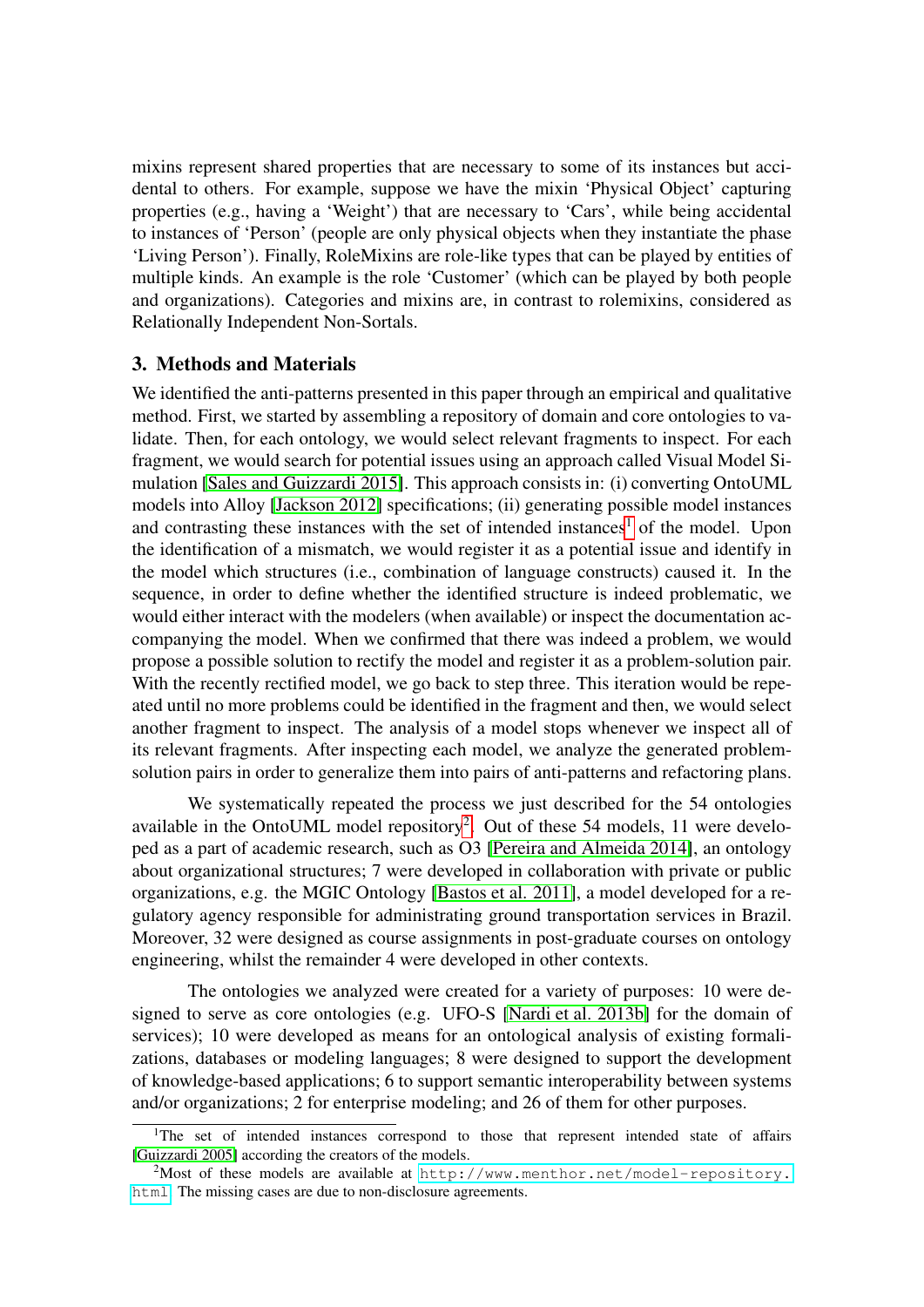mixins represent shared properties that are necessary to some of its instances but accidental to others. For example, suppose we have the mixin 'Physical Object' capturing properties (e.g., having a 'Weight') that are necessary to 'Cars', while being accidental to instances of 'Person' (people are only physical objects when they instantiate the phase 'Living Person'). Finally, RoleMixins are role-like types that can be played by entities of multiple kinds. An example is the role 'Customer' (which can be played by both people and organizations). Categories and mixins are, in contrast to rolemixins, considered as Relationally Independent Non-Sortals.

## 3. Methods and Materials

We identified the anti-patterns presented in this paper through an empirical and qualitative method. First, we started by assembling a repository of domain and core ontologies to validate. Then, for each ontology, we would select relevant fragments to inspect. For each fragment, we would search for potential issues using an approach called Visual Model Simulation [Sales and Guizzardi 2015]. This approach consists in: (i) converting OntoUML models into Alloy [Jackson 2012] specifications; (ii) generating possible model instances and contrasting these instances with the set of intended instances[1] of the model. Upon the identification of a mismatch, we would register it as a potential issue and identify in the model which structures (i.e., combination of language constructs) caused it. In the sequence, in order to define whether the identified structure is indeed problematic, we would either interact with the modelers (when available) or inspect the documentation accompanying the model. When we confirmed that there was indeed a problem, we would propose a possible solution to rectify the model and register it as a problem-solution pair. With the recently rectified model, we go back to step three. This iteration would be repeated until no more problems could be identified in the fragment and then, we would select another fragment to inspect. The analysis of a model stops whenever we inspect all of its relevant fragments. After inspecting each model, we analyze the generated problem-solution pairs in order to generalize them into pairs of anti-patterns and refactoring plans.

We systematically repeated the process we just described for the 54 ontologies available in the OntoUML model repository[2]. Out of these 54 models, 11 were developed as a part of academic research, such as O3 [Pereira and Almeida 2014], an ontology about organizational structures; 7 were developed in collaboration with private or public organizations, e.g. the MGIC Ontology [Bastos et al. 2011], a model developed for a regulatory agency responsible for administrating ground transportation services in Brazil. Moreover, 32 were designed as course assignments in post-graduate courses on ontology engineering, whilst the remainder 4 were developed in other contexts.

The ontologies we analyzed were created for a variety of purposes: 10 were designed to serve as core ontologies (e.g. UFO-S [Nardi et al. 2013b] for the domain of services); 10 were developed as means for an ontological analysis of existing formalizations, databases or modeling languages; 8 were designed to support the development of knowledge-based applications; 6 to support semantic interoperability between systems and/or organizations; 2 for enterprise modeling; and 26 of them for other purposes.

---

[1] The set of intended instances correspond to those that represent intended state of affairs [Guizzardi 2005] according the creators of the models.

[2] Most of these models are available at http://www.menthor.net/model-repository.html. The missing cases are due to non-disclosure agreements.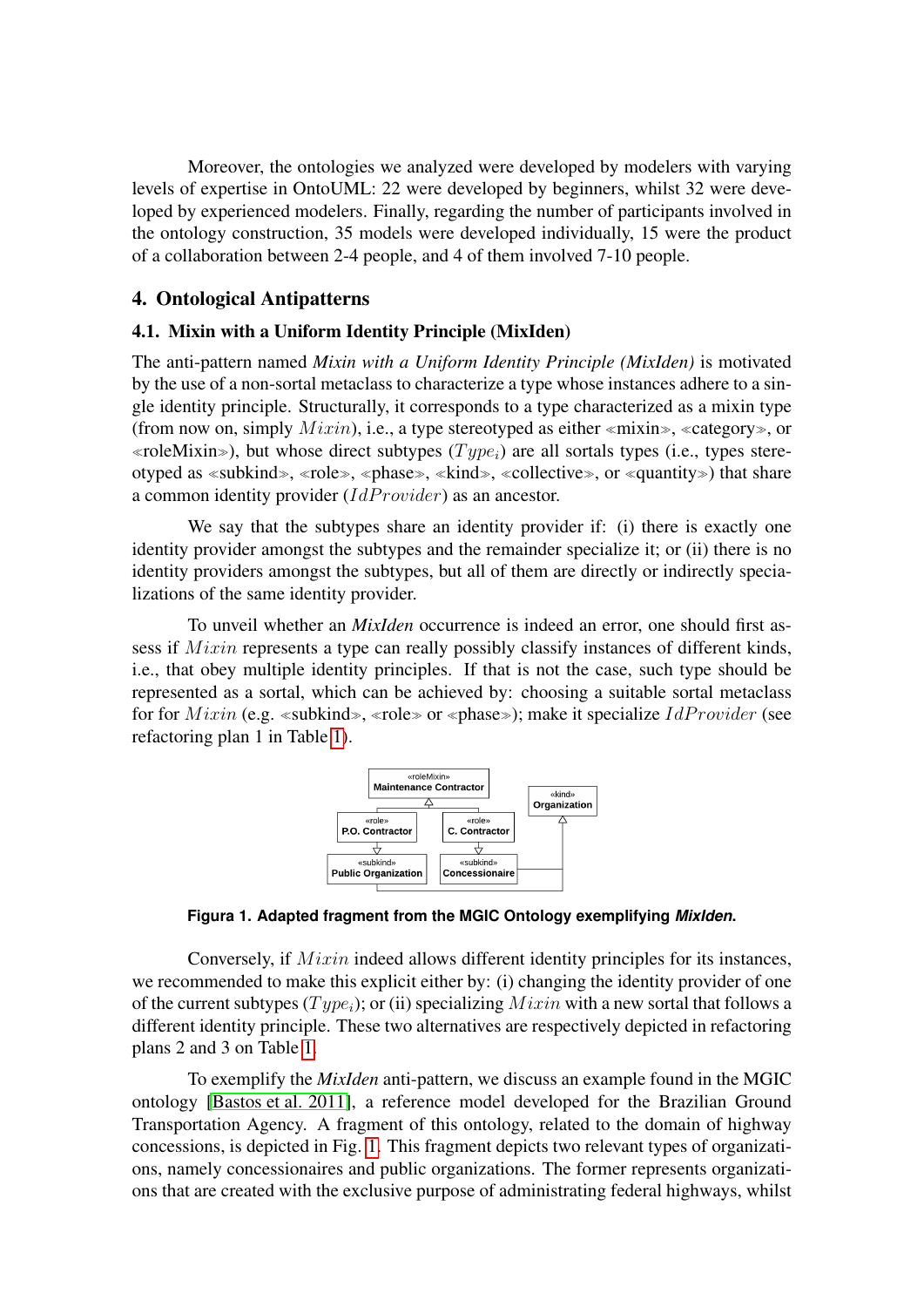Moreover, the ontologies we analyzed were developed by modelers with varying levels of expertise in OntoUML: 22 were developed by beginners, whilst 32 were developed by experienced modelers. Finally, regarding the number of participants involved in the ontology construction, 35 models were developed individually, 15 were the product of a collaboration between 2-4 people, and 4 of them involved 7-10 people.

## 4. Ontological Antipatterns

### 4.1. Mixin with a Uniform Identity Principle (MixIden)

The anti-pattern named *Mixin with a Uniform Identity Principle (MixIden)* is motivated by the use of a non-sortal metaclass to characterize a type whose instances adhere to a single identity principle. Structurally, it corresponds to a type characterized as a mixin type (from now on, simply $Mixin$), i.e., a type stereotyped as either ≪mixin≫, ≪category≫, or ≪roleMixin≫), but whose direct subtypes ($Type_i$) are all sortals types (i.e., types stereotyped as ≪subkind≫, ≪role≫, ≪phase≫, ≪kind≫, ≪collective≫, or ≪quantity≫) that share a common identity provider ($IdProvider$) as an ancestor.

We say that the subtypes share an identity provider if: (i) there is exactly one identity provider amongst the subtypes and the remainder specialize it; or (ii) there is no identity providers amongst the subtypes, but all of them are directly or indirectly specializations of the same identity provider.

To unveil whether an *MixIden* occurrence is indeed an error, one should first assess if $Mixin$ represents a type can really possibly classify instances of different kinds, i.e., that obey multiple identity principles. If that is not the case, such type should be represented as a sortal, which can be achieved by: choosing a suitable sortal metaclass for for $Mixin$ (e.g. ≪subkind≫, ≪role≫ or ≪phase≫); make it specialize $IdProvider$ (see refactoring plan 1 in Table 1).

**Figura 1. Adapted fragment from the MGIC Ontology exemplifying *MixIden*.**

Conversely, if $Mixin$ indeed allows different identity principles for its instances, we recommended to make this explicit either by: (i) changing the identity provider of one of the current subtypes ($Type_i$); or (ii) specializing $Mixin$ with a new sortal that follows a different identity principle. These two alternatives are respectively depicted in refactoring plans 2 and 3 on Table 1.

To exemplify the *MixIden* anti-pattern, we discuss an example found in the MGIC ontology [Bastos et al. 2011], a reference model developed for the Brazilian Ground Transportation Agency. A fragment of this ontology, related to the domain of highway concessions, is depicted in Fig. 1. This fragment depicts two relevant types of organizations, namely concessionaires and public organizations. The former represents organizations that are created with the exclusive purpose of administrating federal highways, whilst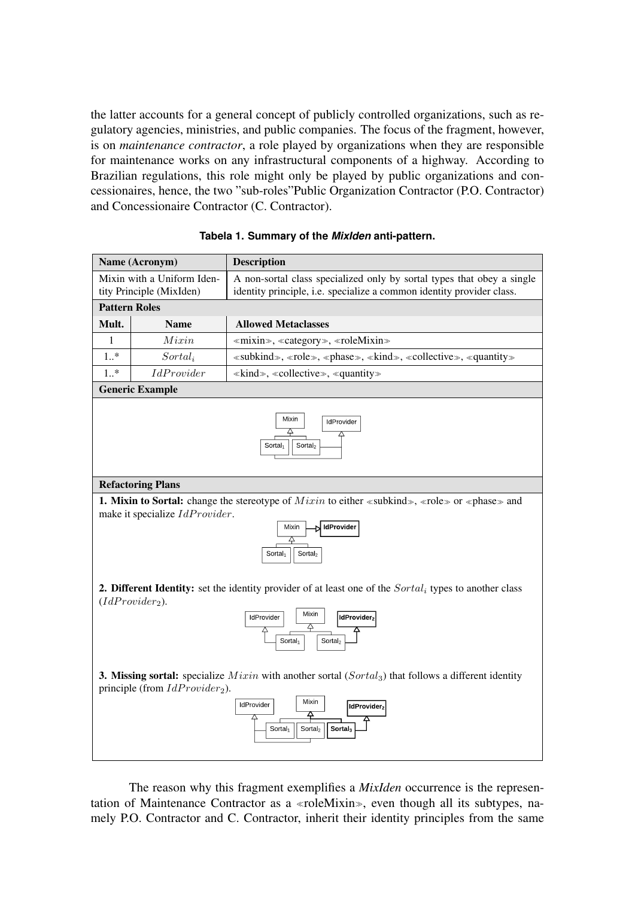the latter accounts for a general concept of publicly controlled organizations, such as regulatory agencies, ministries, and public companies. The focus of the fragment, however, is on *maintenance contractor*, a role played by organizations when they are responsible for maintenance works on any infrastructural components of a highway. According to Brazilian regulations, this role might only be played by public organizations and concessionaires, hence, the two "sub-roles"Public Organization Contractor (P.O. Contractor) and Concessionaire Contractor (C. Contractor).

**Tabela 1. Summary of the *MixIden* anti-pattern.**

| Name (Acronym) | | Description |
|---|---|---|
| Mixin with a Uniform Identity Principle (MixIden) | | A non-sortal class specialized only by sortal types that obey a single identity principle, i.e. specialize a common identity provider class. |
| **Pattern Roles** | | |
| **Mult.** | **Name** | **Allowed Metaclasses** |
| 1 | $Mixin$ | ≪mixin≫, ≪category≫, ≪roleMixin≫ |
| 1..* | $Sortal_i$ | ≪subkind≫, ≪role≫, ≪phase≫, ≪kind≫, ≪collective≫, ≪quantity≫ |
| 1..* | $IdProvider$ | ≪kind≫, ≪collective≫, ≪quantity≫ |
| **Generic Example** | | |
| **Refactoring Plans** | | |
| **1. Mixin to Sortal:** change the stereotype of $Mixin$ to either ≪subkind≫, ≪role≫ or ≪phase≫ and make it specialize $IdProvider$. | | |
| **2. Different Identity:** set the identity provider of at least one of the $Sortal_i$ types to another class ($IdProvider_2$). | | |
| **3. Missing sortal:** specialize $Mixin$ with another sortal ($Sortal_3$) that follows a different identity principle (from $IdProvider_2$). | | |

The reason why this fragment exemplifies a *MixIden* occurrence is the representation of Maintenance Contractor as a ≪roleMixin≫, even though all its subtypes, namely P.O. Contractor and C. Contractor, inherit their identity principles from the same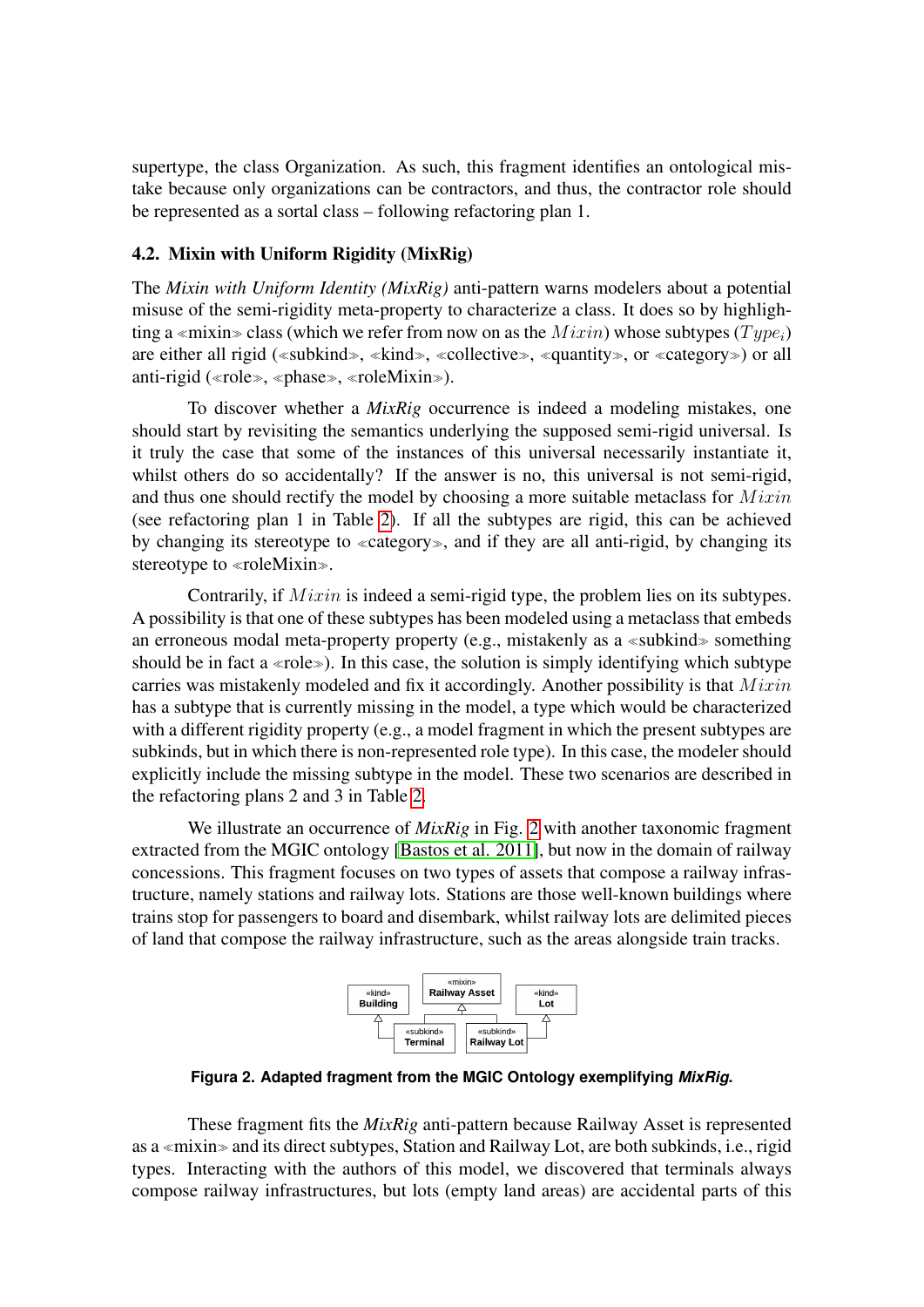supertype, the class Organization. As such, this fragment identifies an ontological mistake because only organizations can be contractors, and thus, the contractor role should be represented as a sortal class – following refactoring plan 1.

### 4.2. Mixin with Uniform Rigidity (MixRig)

The *Mixin with Uniform Identity (MixRig)* anti-pattern warns modelers about a potential misuse of the semi-rigidity meta-property to characterize a class. It does so by highlighting a ≪mixin≫ class (which we refer from now on as the $Mixin$) whose subtypes ($Type_i$) are either all rigid (≪subkind≫, ≪kind≫, ≪collective≫, ≪quantity≫, or ≪category≫) or all anti-rigid (≪role≫, ≪phase≫, ≪roleMixin≫).

To discover whether a ***MixRig*** occurrence is indeed a modeling mistakes, one should start by revisiting the semantics underlying the supposed semi-rigid universal. Is it truly the case that some of the instances of this universal necessarily instantiate it, whilst others do so accidentally? If the answer is no, this universal is not semi-rigid, and thus one should rectify the model by choosing a more suitable metaclass for $Mixin$ (see refactoring plan 1 in Table 2). If all the subtypes are rigid, this can be achieved by changing its stereotype to ≪category≫, and if they are all anti-rigid, by changing its stereotype to ≪roleMixin≫.

Contrarily, if $Mixin$ is indeed a semi-rigid type, the problem lies on its subtypes. A possibility is that one of these subtypes has been modeled using a metaclass that embeds an erroneous modal meta-property property (e.g., mistakenly as a ≪subkind≫ something should be in fact a ≪role≫). In this case, the solution is simply identifying which subtype carries was mistakenly modeled and fix it accordingly. Another possibility is that $Mixin$ has a subtype that is currently missing in the model, a type which would be characterized with a different rigidity property (e.g., a model fragment in which the present subtypes are subkinds, but in which there is non-represented role type). In this case, the modeler should explicitly include the missing subtype in the model. These two scenarios are described in the refactoring plans 2 and 3 in Table 2.

We illustrate an occurrence of ***MixRig*** in Fig. 2 with another taxonomic fragment extracted from the MGIC ontology [Bastos et al. 2011], but now in the domain of railway concessions. This fragment focuses on two types of assets that compose a railway infrastructure, namely stations and railway lots. Stations are those well-known buildings where trains stop for passengers to board and disembark, whilst railway lots are delimited pieces of land that compose the railway infrastructure, such as the areas alongside train tracks.

**Figura 2. Adapted fragment from the MGIC Ontology exemplifying *MixRig*.**

These fragment fits the *MixRig* anti-pattern because Railway Asset is represented as a ≪mixin≫ and its direct subtypes, Station and Railway Lot, are both subkinds, i.e., rigid types. Interacting with the authors of this model, we discovered that terminals always compose railway infrastructures, but lots (empty land areas) are accidental parts of this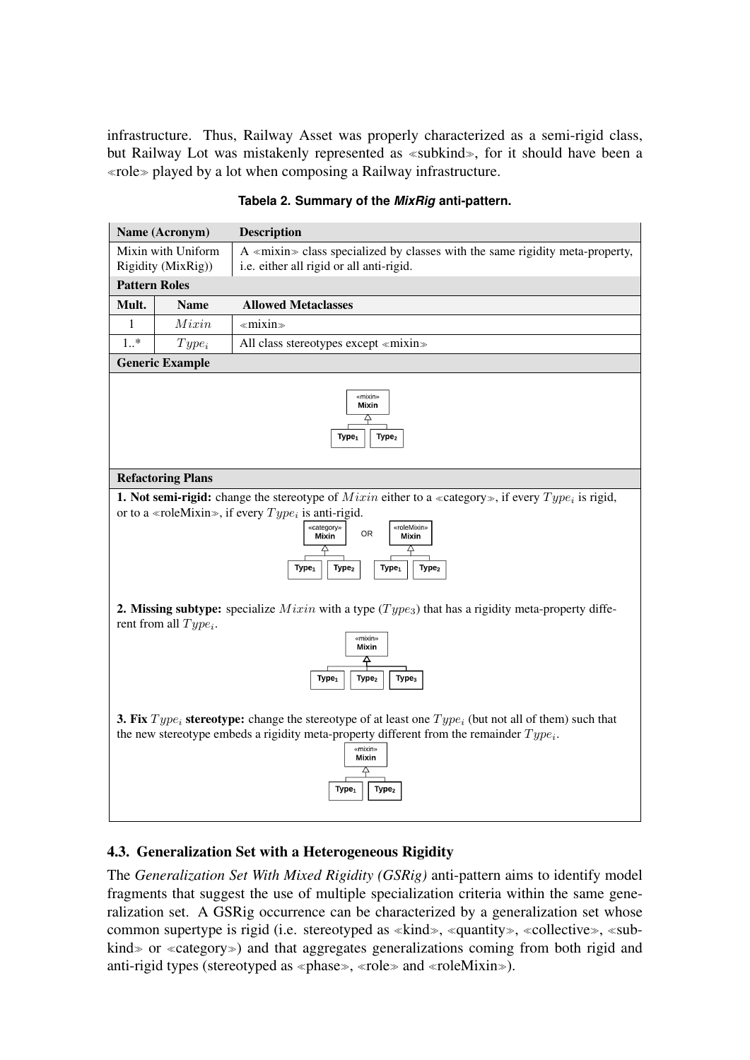infrastructure. Thus, Railway Asset was properly characterized as a semi-rigid class, but Railway Lot was mistakenly represented as ≪subkind≫, for it should have been a ≪role≫ played by a lot when composing a Railway infrastructure.

**Tabela 2. Summary of the *MixRig* anti-pattern.**

| Name (Acronym) | | Description |
|---|---|---|
| Mixin with Uniform Rigidity (MixRig)) | | A ≪mixin≫ class specialized by classes with the same rigidity meta-property, i.e. either all rigid or all anti-rigid. |
| **Pattern Roles** | | |
| **Mult.** | **Name** | **Allowed Metaclasses** |
| 1 | $Mixin$ | ≪mixin≫ |
| 1..* | $Type_i$ | All class stereotypes except ≪mixin≫ |
| **Generic Example** | | |
| «mixin» Mixin; Type₁, Type₂ | | |
| **Refactoring Plans** | | |
| **1. Not semi-rigid:** change the stereotype of $Mixin$ either to a ≪category≫, if every $Type_i$ is rigid, or to a ≪roleMixin≫, if every $Type_i$ is anti-rigid. | | |
| **2. Missing subtype:** specialize $Mixin$ with a type ($Type_3$) that has a rigidity meta-property different from all $Type_i$. | | |
| **3. Fix $Type_i$ stereotype:** change the stereotype of at least one $Type_i$ (but not all of them) such that the new stereotype embeds a rigidity meta-property different from the remainder $Type_i$. | | |

## 4.3. Generalization Set with a Heterogeneous Rigidity

The *Generalization Set With Mixed Rigidity (GSRig)* anti-pattern aims to identify model fragments that suggest the use of multiple specialization criteria within the same generalization set. A GSRig occurrence can be characterized by a generalization set whose common supertype is rigid (i.e. stereotyped as ≪kind≫, ≪quantity≫, ≪collective≫, ≪subkind≫ or ≪category≫) and that aggregates generalizations coming from both rigid and anti-rigid types (stereotyped as ≪phase≫, ≪role≫ and ≪roleMixin≫).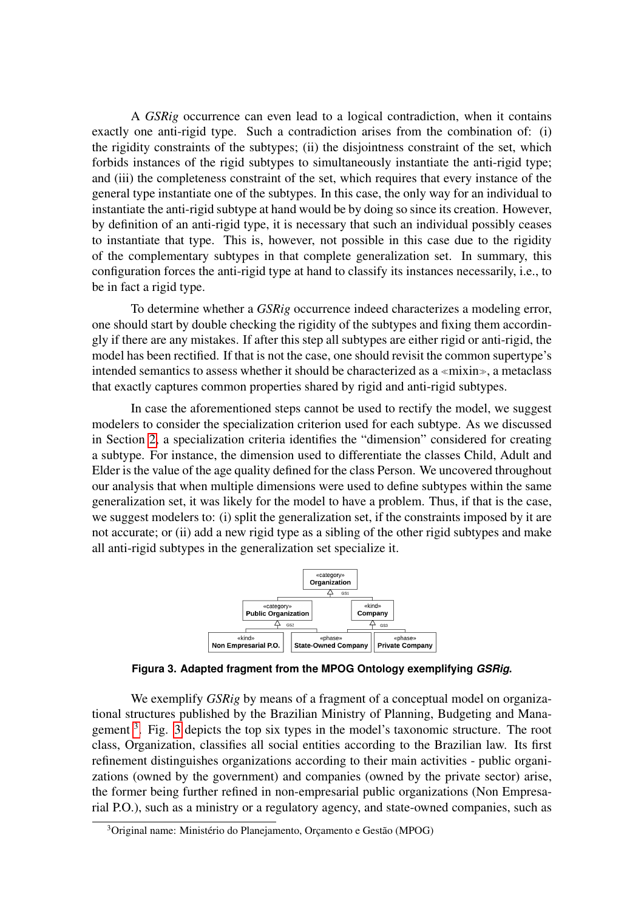A *GSRig* occurrence can even lead to a logical contradiction, when it contains exactly one anti-rigid type. Such a contradiction arises from the combination of: (i) the rigidity constraints of the subtypes; (ii) the disjointness constraint of the set, which forbids instances of the rigid subtypes to simultaneously instantiate the anti-rigid type; and (iii) the completeness constraint of the set, which requires that every instance of the general type instantiate one of the subtypes. In this case, the only way for an individual to instantiate the anti-rigid subtype at hand would be by doing so since its creation. However, by definition of an anti-rigid type, it is necessary that such an individual possibly ceases to instantiate that type. This is, however, not possible in this case due to the rigidity of the complementary subtypes in that complete generalization set. In summary, this configuration forces the anti-rigid type at hand to classify its instances necessarily, i.e., to be in fact a rigid type.

To determine whether a *GSRig* occurrence indeed characterizes a modeling error, one should start by double checking the rigidity of the subtypes and fixing them accordingly if there are any mistakes. If after this step all subtypes are either rigid or anti-rigid, the model has been rectified. If that is not the case, one should revisit the common supertype's intended semantics to assess whether it should be characterized as a ≪mixin≫, a metaclass that exactly captures common properties shared by rigid and anti-rigid subtypes.

In case the aforementioned steps cannot be used to rectify the model, we suggest modelers to consider the specialization criterion used for each subtype. As we discussed in Section 2, a specialization criteria identifies the "dimension" considered for creating a subtype. For instance, the dimension used to differentiate the classes Child, Adult and Elder is the value of the age quality defined for the class Person. We uncovered throughout our analysis that when multiple dimensions were used to define subtypes within the same generalization set, it was likely for the model to have a problem. Thus, if that is the case, we suggest modelers to: (i) split the generalization set, if the constraints imposed by it are not accurate; or (ii) add a new rigid type as a sibling of the other rigid subtypes and make all anti-rigid subtypes in the generalization set specialize it.

**Figura 3. Adapted fragment from the MPOG Ontology exemplifying *GSRig*.**

We exemplify *GSRig* by means of a fragment of a conceptual model on organizational structures published by the Brazilian Ministry of Planning, Budgeting and Management [3]. Fig. 3 depicts the top six types in the model's taxonomic structure. The root class, Organization, classifies all social entities according to the Brazilian law. Its first refinement distinguishes organizations according to their main activities - public organizations (owned by the government) and companies (owned by the private sector) arise, the former being further refined in non-empresarial public organizations (Non Empresarial P.O.), such as a ministry or a regulatory agency, and state-owned companies, such as

[3] Original name: Ministério do Planejamento, Orçamento e Gestão (MPOG)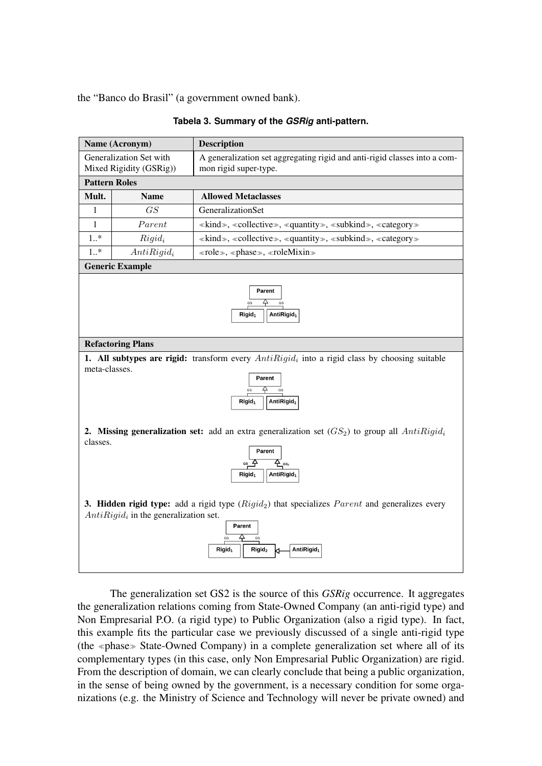the “Banco do Brasil” (a government owned bank).

**Tabela 3. Summary of the *GSRig* anti-pattern.**

| Name (Acronym) | | Description |
|---|---|---|
| Generalization Set with Mixed Rigidity (GSRig)) | | A generalization set aggregating rigid and anti-rigid classes into a common rigid super-type. |
| **Pattern Roles** | | |
| **Mult.** | **Name** | **Allowed Metaclasses** |
| 1 | $GS$ | GeneralizationSet |
| 1 | $Parent$ | ≪kind≫, ≪collective≫, ≪quantity≫, ≪subkind≫, ≪category≫ |
| 1..* | $Rigid_i$ | ≪kind≫, ≪collective≫, ≪quantity≫, ≪subkind≫, ≪category≫ |
| 1..* | $AntiRigid_i$ | ≪role≫, ≪phase≫, ≪roleMixin≫ |
| **Generic Example** | | |
| **Refactoring Plans** | | |
| **1. All subtypes are rigid:** transform every $AntiRigid_i$ into a rigid class by choosing suitable meta-classes. | | |
| **2. Missing generalization set:** add an extra generalization set ($GS_2$) to group all $AntiRigid_i$ classes. | | |
| **3. Hidden rigid type:** add a rigid type ($Rigid_2$) that specializes $Parent$ and generalizes every $AntiRigid_i$ in the generalization set. | | |

The generalization set GS2 is the source of this *GSRig* occurrence. It aggregates the generalization relations coming from State-Owned Company (an anti-rigid type) and Non Empresarial P.O. (a rigid type) to Public Organization (also a rigid type). In fact, this example fits the particular case we previously discussed of a single anti-rigid type (the ≪phase≫ State-Owned Company) in a complete generalization set where all of its complementary types (in this case, only Non Empresarial Public Organization) are rigid. From the description of domain, we can clearly conclude that being a public organization, in the sense of being owned by the government, is a necessary condition for some organizations (e.g. the Ministry of Science and Technology will never be private owned) and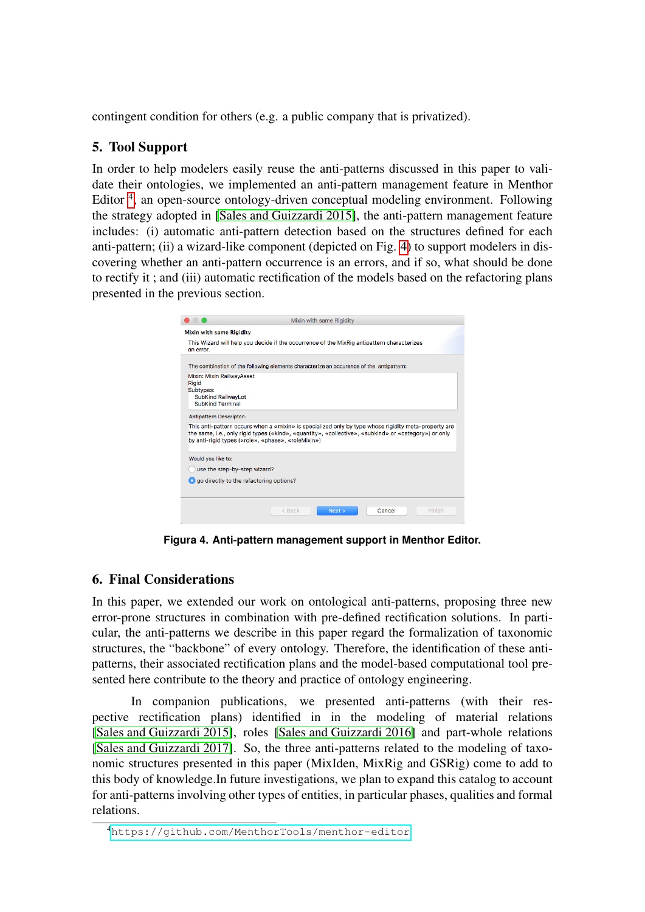contingent condition for others (e.g. a public company that is privatized).

## 5. Tool Support

In order to help modelers easily reuse the anti-patterns discussed in this paper to validate their ontologies, we implemented an anti-pattern management feature in Menthor Editor [4], an open-source ontology-driven conceptual modeling environment. Following the strategy adopted in [Sales and Guizzardi 2015], the anti-pattern management feature includes: (i) automatic anti-pattern detection based on the structures defined for each anti-pattern; (ii) a wizard-like component (depicted on Fig. 4) to support modelers in discovering whether an anti-pattern occurrence is an errors, and if so, what should be done to rectify it ; and (iii) automatic rectification of the models based on the refactoring plans presented in the previous section.

**Figura 4. Anti-pattern management support in Menthor Editor.**

## 6. Final Considerations

In this paper, we extended our work on ontological anti-patterns, proposing three new error-prone structures in combination with pre-defined rectification solutions. In particular, the anti-patterns we describe in this paper regard the formalization of taxonomic structures, the "backbone" of every ontology. Therefore, the identification of these anti-patterns, their associated rectification plans and the model-based computational tool presented here contribute to the theory and practice of ontology engineering.

In companion publications, we presented anti-patterns (with their respective rectification plans) identified in in the modeling of material relations [Sales and Guizzardi 2015], roles [Sales and Guizzardi 2016] and part-whole relations [Sales and Guizzardi 2017]. So, the three anti-patterns related to the modeling of taxonomic structures presented in this paper (MixIden, MixRig and GSRig) come to add to this body of knowledge.In future investigations, we plan to expand this catalog to account for anti-patterns involving other types of entities, in particular phases, qualities and formal relations.

[4] https://github.com/MenthorTools/menthor-editor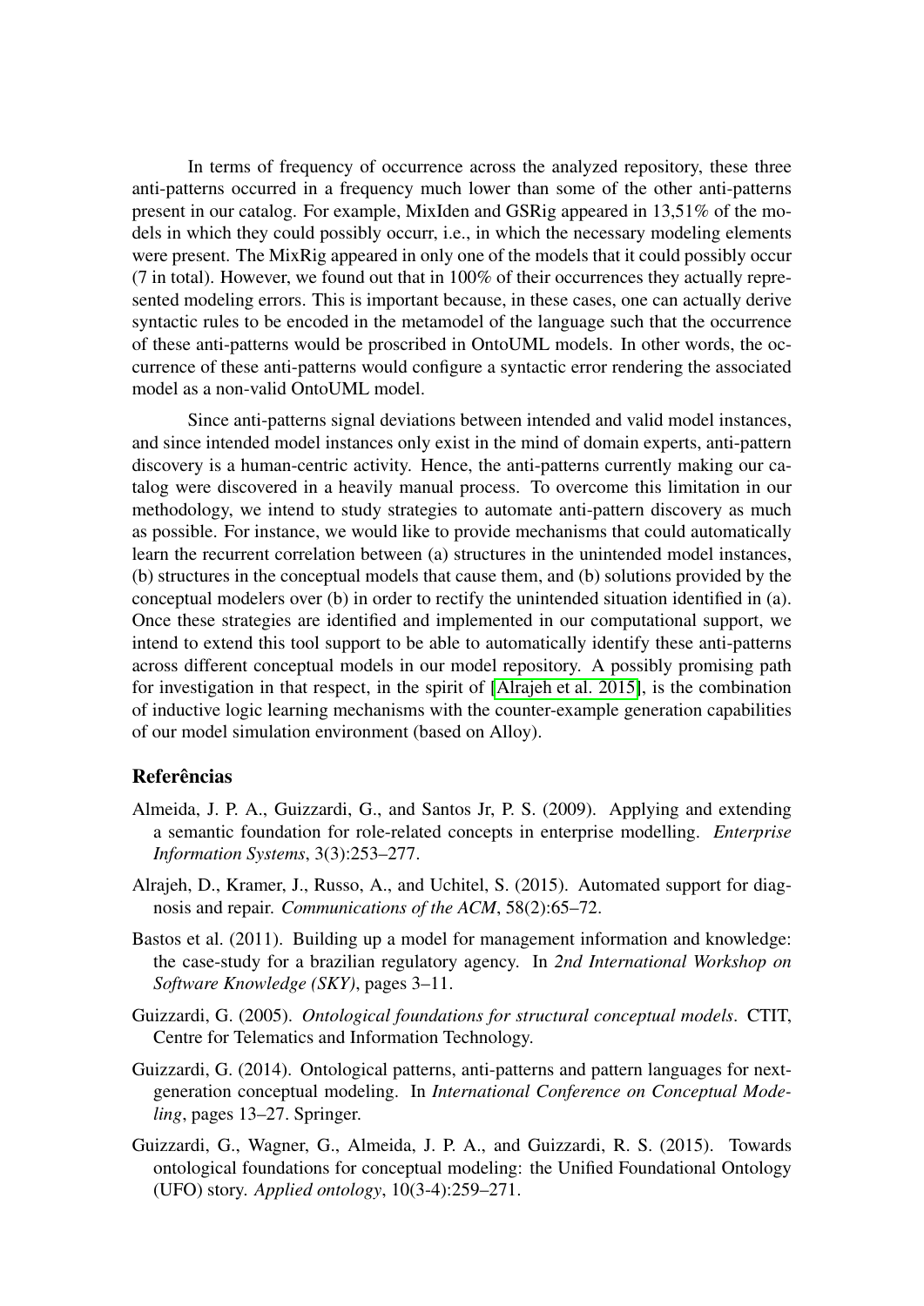In terms of frequency of occurrence across the analyzed repository, these three anti-patterns occurred in a frequency much lower than some of the other anti-patterns present in our catalog. For example, MixIden and GSRig appeared in 13,51% of the models in which they could possibly occurr, i.e., in which the necessary modeling elements were present. The MixRig appeared in only one of the models that it could possibly occur (7 in total). However, we found out that in 100% of their occurrences they actually represented modeling errors. This is important because, in these cases, one can actually derive syntactic rules to be encoded in the metamodel of the language such that the occurrence of these anti-patterns would be proscribed in OntoUML models. In other words, the occurrence of these anti-patterns would configure a syntactic error rendering the associated model as a non-valid OntoUML model.

Since anti-patterns signal deviations between intended and valid model instances, and since intended model instances only exist in the mind of domain experts, anti-pattern discovery is a human-centric activity. Hence, the anti-patterns currently making our catalog were discovered in a heavily manual process. To overcome this limitation in our methodology, we intend to study strategies to automate anti-pattern discovery as much as possible. For instance, we would like to provide mechanisms that could automatically learn the recurrent correlation between (a) structures in the unintended model instances, (b) structures in the conceptual models that cause them, and (b) solutions provided by the conceptual modelers over (b) in order to rectify the unintended situation identified in (a). Once these strategies are identified and implemented in our computational support, we intend to extend this tool support to be able to automatically identify these anti-patterns across different conceptual models in our model repository. A possibly promising path for investigation in that respect, in the spirit of [Alrajeh et al. 2015], is the combination of inductive logic learning mechanisms with the counter-example generation capabilities of our model simulation environment (based on Alloy).

## Referências

Almeida, J. P. A., Guizzardi, G., and Santos Jr, P. S. (2009). Applying and extending a semantic foundation for role-related concepts in enterprise modelling. *Enterprise Information Systems*, 3(3):253–277.

Alrajeh, D., Kramer, J., Russo, A., and Uchitel, S. (2015). Automated support for diagnosis and repair. *Communications of the ACM*, 58(2):65–72.

Bastos et al. (2011). Building up a model for management information and knowledge: the case-study for a brazilian regulatory agency. In *2nd International Workshop on Software Knowledge (SKY)*, pages 3–11.

Guizzardi, G. (2005). *Ontological foundations for structural conceptual models*. CTIT, Centre for Telematics and Information Technology.

Guizzardi, G. (2014). Ontological patterns, anti-patterns and pattern languages for next-generation conceptual modeling. In *International Conference on Conceptual Modeling*, pages 13–27. Springer.

Guizzardi, G., Wagner, G., Almeida, J. P. A., and Guizzardi, R. S. (2015). Towards ontological foundations for conceptual modeling: the Unified Foundational Ontology (UFO) story. *Applied ontology*, 10(3-4):259–271.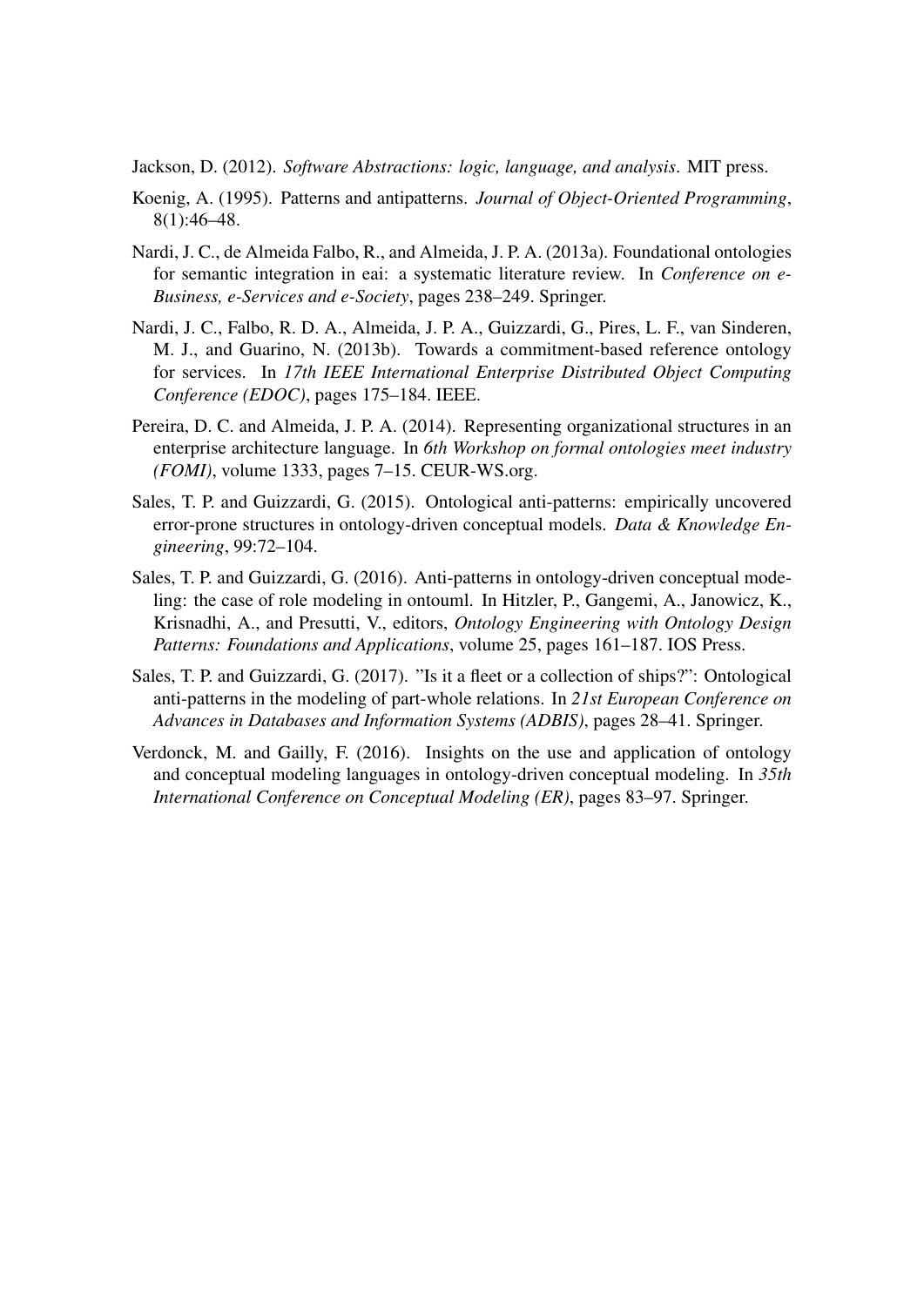Jackson, D. (2012). *Software Abstractions: logic, language, and analysis*. MIT press.

Koenig, A. (1995). Patterns and antipatterns. *Journal of Object-Oriented Programming*, 8(1):46–48.

Nardi, J. C., de Almeida Falbo, R., and Almeida, J. P. A. (2013a). Foundational ontologies for semantic integration in eai: a systematic literature review. In *Conference on e-Business, e-Services and e-Society*, pages 238–249. Springer.

Nardi, J. C., Falbo, R. D. A., Almeida, J. P. A., Guizzardi, G., Pires, L. F., van Sinderen, M. J., and Guarino, N. (2013b). Towards a commitment-based reference ontology for services. In *17th IEEE International Enterprise Distributed Object Computing Conference (EDOC)*, pages 175–184. IEEE.

Pereira, D. C. and Almeida, J. P. A. (2014). Representing organizational structures in an enterprise architecture language. In *6th Workshop on formal ontologies meet industry (FOMI)*, volume 1333, pages 7–15. CEUR-WS.org.

Sales, T. P. and Guizzardi, G. (2015). Ontological anti-patterns: empirically uncovered error-prone structures in ontology-driven conceptual models. *Data & Knowledge Engineering*, 99:72–104.

Sales, T. P. and Guizzardi, G. (2016). Anti-patterns in ontology-driven conceptual modeling: the case of role modeling in ontouml. In Hitzler, P., Gangemi, A., Janowicz, K., Krisnadhi, A., and Presutti, V., editors, *Ontology Engineering with Ontology Design Patterns: Foundations and Applications*, volume 25, pages 161–187. IOS Press.

Sales, T. P. and Guizzardi, G. (2017). "Is it a fleet or a collection of ships?": Ontological anti-patterns in the modeling of part-whole relations. In *21st European Conference on Advances in Databases and Information Systems (ADBIS)*, pages 28–41. Springer.

Verdonck, M. and Gailly, F. (2016). Insights on the use and application of ontology and conceptual modeling languages in ontology-driven conceptual modeling. In *35th International Conference on Conceptual Modeling (ER)*, pages 83–97. Springer.